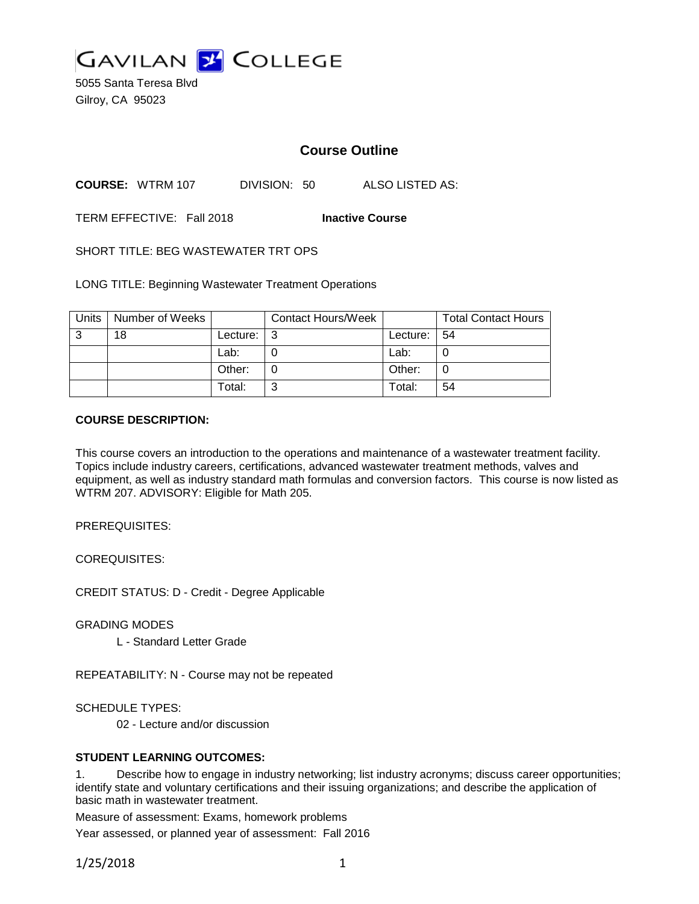# GAVILAN COLLEGE

5055 Santa Teresa Blvd
Gilroy, CA 95023

## Course Outline

**COURSE:** WTRM 107 DIVISION: 50 ALSO LISTED AS:

TERM EFFECTIVE: Fall 2018 **Inactive Course**

SHORT TITLE: BEG WASTEWATER TRT OPS

LONG TITLE: Beginning Wastewater Treatment Operations

| Units | Number of Weeks | | Contact Hours/Week | | Total Contact Hours |
|---|---|---|---|---|---|
| 3 | 18 | Lecture: | 3 | Lecture: | 54 |
| | | Lab: | 0 | Lab: | 0 |
| | | Other: | 0 | Other: | 0 |
| | | Total: | 3 | Total: | 54 |

**COURSE DESCRIPTION:**

This course covers an introduction to the operations and maintenance of a wastewater treatment facility. Topics include industry careers, certifications, advanced wastewater treatment methods, valves and equipment, as well as industry standard math formulas and conversion factors. This course is now listed as WTRM 207. ADVISORY: Eligible for Math 205.

PREREQUISITES:

COREQUISITES:

CREDIT STATUS: D - Credit - Degree Applicable

GRADING MODES

L - Standard Letter Grade

REPEATABILITY: N - Course may not be repeated

SCHEDULE TYPES:

02 - Lecture and/or discussion

**STUDENT LEARNING OUTCOMES:**

1. Describe how to engage in industry networking; list industry acronyms; discuss career opportunities; identify state and voluntary certifications and their issuing organizations; and describe the application of basic math in wastewater treatment.

Measure of assessment: Exams, homework problems

Year assessed, or planned year of assessment: Fall 2016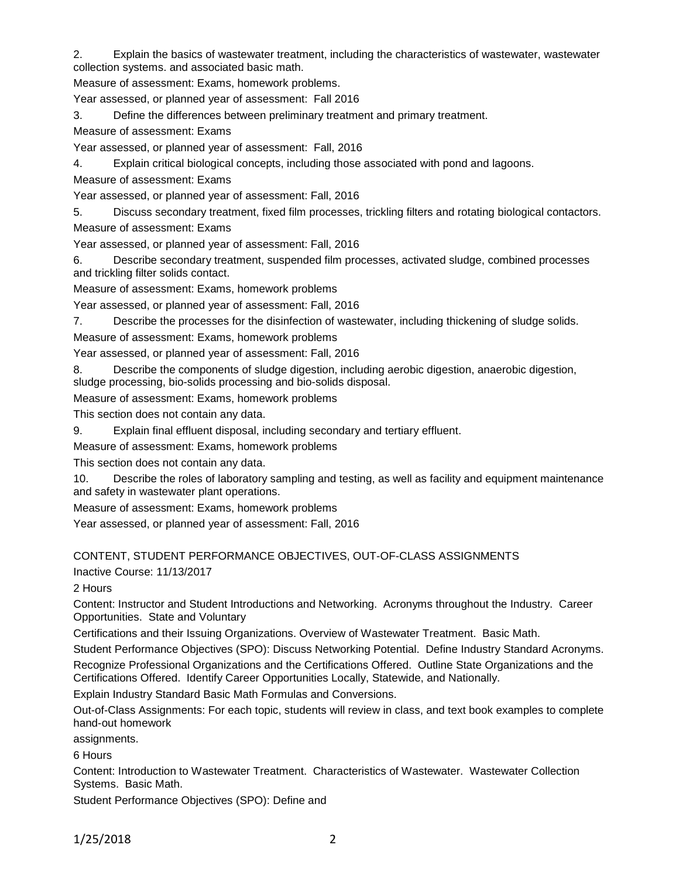2. Explain the basics of wastewater treatment, including the characteristics of wastewater, wastewater collection systems. and associated basic math.

Measure of assessment: Exams, homework problems.

Year assessed, or planned year of assessment: Fall 2016

3. Define the differences between preliminary treatment and primary treatment.

Measure of assessment: Exams

Year assessed, or planned year of assessment: Fall, 2016

4. Explain critical biological concepts, including those associated with pond and lagoons.

Measure of assessment: Exams

Year assessed, or planned year of assessment: Fall, 2016

5. Discuss secondary treatment, fixed film processes, trickling filters and rotating biological contactors.

Measure of assessment: Exams

Year assessed, or planned year of assessment: Fall, 2016

6. Describe secondary treatment, suspended film processes, activated sludge, combined processes and trickling filter solids contact.

Measure of assessment: Exams, homework problems

Year assessed, or planned year of assessment: Fall, 2016

7. Describe the processes for the disinfection of wastewater, including thickening of sludge solids.

Measure of assessment: Exams, homework problems

Year assessed, or planned year of assessment: Fall, 2016

8. Describe the components of sludge digestion, including aerobic digestion, anaerobic digestion, sludge processing, bio-solids processing and bio-solids disposal.

Measure of assessment: Exams, homework problems

This section does not contain any data.

9. Explain final effluent disposal, including secondary and tertiary effluent.

Measure of assessment: Exams, homework problems

This section does not contain any data.

10. Describe the roles of laboratory sampling and testing, as well as facility and equipment maintenance and safety in wastewater plant operations.

Measure of assessment: Exams, homework problems

Year assessed, or planned year of assessment: Fall, 2016

## CONTENT, STUDENT PERFORMANCE OBJECTIVES, OUT-OF-CLASS ASSIGNMENTS

Inactive Course: 11/13/2017

2 Hours

Content: Instructor and Student Introductions and Networking. Acronyms throughout the Industry. Career Opportunities. State and Voluntary

Certifications and their Issuing Organizations. Overview of Wastewater Treatment. Basic Math.

Student Performance Objectives (SPO): Discuss Networking Potential. Define Industry Standard Acronyms. Recognize Professional Organizations and the Certifications Offered. Outline State Organizations and the Certifications Offered. Identify Career Opportunities Locally, Statewide, and Nationally.

Explain Industry Standard Basic Math Formulas and Conversions.

Out-of-Class Assignments: For each topic, students will review in class, and text book examples to complete hand-out homework

assignments.

6 Hours

Content: Introduction to Wastewater Treatment. Characteristics of Wastewater. Wastewater Collection Systems. Basic Math.

Student Performance Objectives (SPO): Define and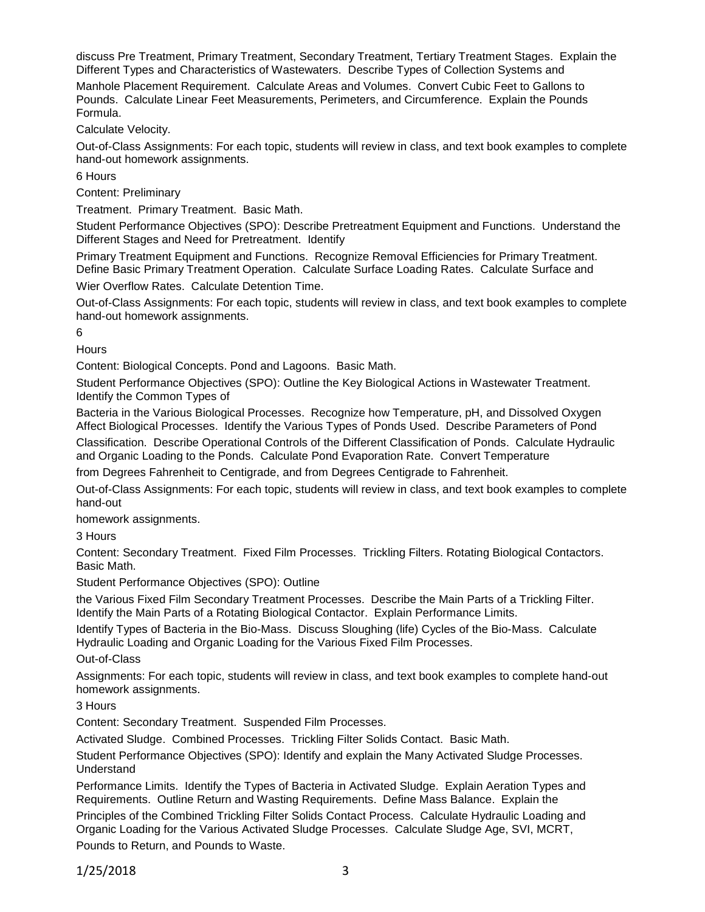discuss Pre Treatment, Primary Treatment, Secondary Treatment, Tertiary Treatment Stages. Explain the Different Types and Characteristics of Wastewaters. Describe Types of Collection Systems and Manhole Placement Requirement. Calculate Areas and Volumes. Convert Cubic Feet to Gallons to Pounds. Calculate Linear Feet Measurements, Perimeters, and Circumference. Explain the Pounds Formula.

Calculate Velocity.

Out-of-Class Assignments: For each topic, students will review in class, and text book examples to complete hand-out homework assignments.

6 Hours

Content: Preliminary Treatment. Primary Treatment. Basic Math.

Student Performance Objectives (SPO): Describe Pretreatment Equipment and Functions. Understand the Different Stages and Need for Pretreatment. Identify Primary Treatment Equipment and Functions. Recognize Removal Efficiencies for Primary Treatment. Define Basic Primary Treatment Operation. Calculate Surface Loading Rates. Calculate Surface and Wier Overflow Rates. Calculate Detention Time.

Out-of-Class Assignments: For each topic, students will review in class, and text book examples to complete hand-out homework assignments.

6 Hours

Content: Biological Concepts. Pond and Lagoons. Basic Math.

Student Performance Objectives (SPO): Outline the Key Biological Actions in Wastewater Treatment. Identify the Common Types of Bacteria in the Various Biological Processes. Recognize how Temperature, pH, and Dissolved Oxygen Affect Biological Processes. Identify the Various Types of Ponds Used. Describe Parameters of Pond Classification. Describe Operational Controls of the Different Classification of Ponds. Calculate Hydraulic and Organic Loading to the Ponds. Calculate Pond Evaporation Rate. Convert Temperature from Degrees Fahrenheit to Centigrade, and from Degrees Centigrade to Fahrenheit.

Out-of-Class Assignments: For each topic, students will review in class, and text book examples to complete hand-out homework assignments.

3 Hours

Content: Secondary Treatment. Fixed Film Processes. Trickling Filters. Rotating Biological Contactors. Basic Math.

Student Performance Objectives (SPO): Outline the Various Fixed Film Secondary Treatment Processes. Describe the Main Parts of a Trickling Filter. Identify the Main Parts of a Rotating Biological Contactor. Explain Performance Limits. Identify Types of Bacteria in the Bio-Mass. Discuss Sloughing (life) Cycles of the Bio-Mass. Calculate Hydraulic Loading and Organic Loading for the Various Fixed Film Processes.

Out-of-Class Assignments: For each topic, students will review in class, and text book examples to complete hand-out homework assignments.

3 Hours

Content: Secondary Treatment. Suspended Film Processes. Activated Sludge. Combined Processes. Trickling Filter Solids Contact. Basic Math.

Student Performance Objectives (SPO): Identify and explain the Many Activated Sludge Processes. Understand Performance Limits. Identify the Types of Bacteria in Activated Sludge. Explain Aeration Types and Requirements. Outline Return and Wasting Requirements. Define Mass Balance. Explain the Principles of the Combined Trickling Filter Solids Contact Process. Calculate Hydraulic Loading and Organic Loading for the Various Activated Sludge Processes. Calculate Sludge Age, SVI, MCRT, Pounds to Return, and Pounds to Waste.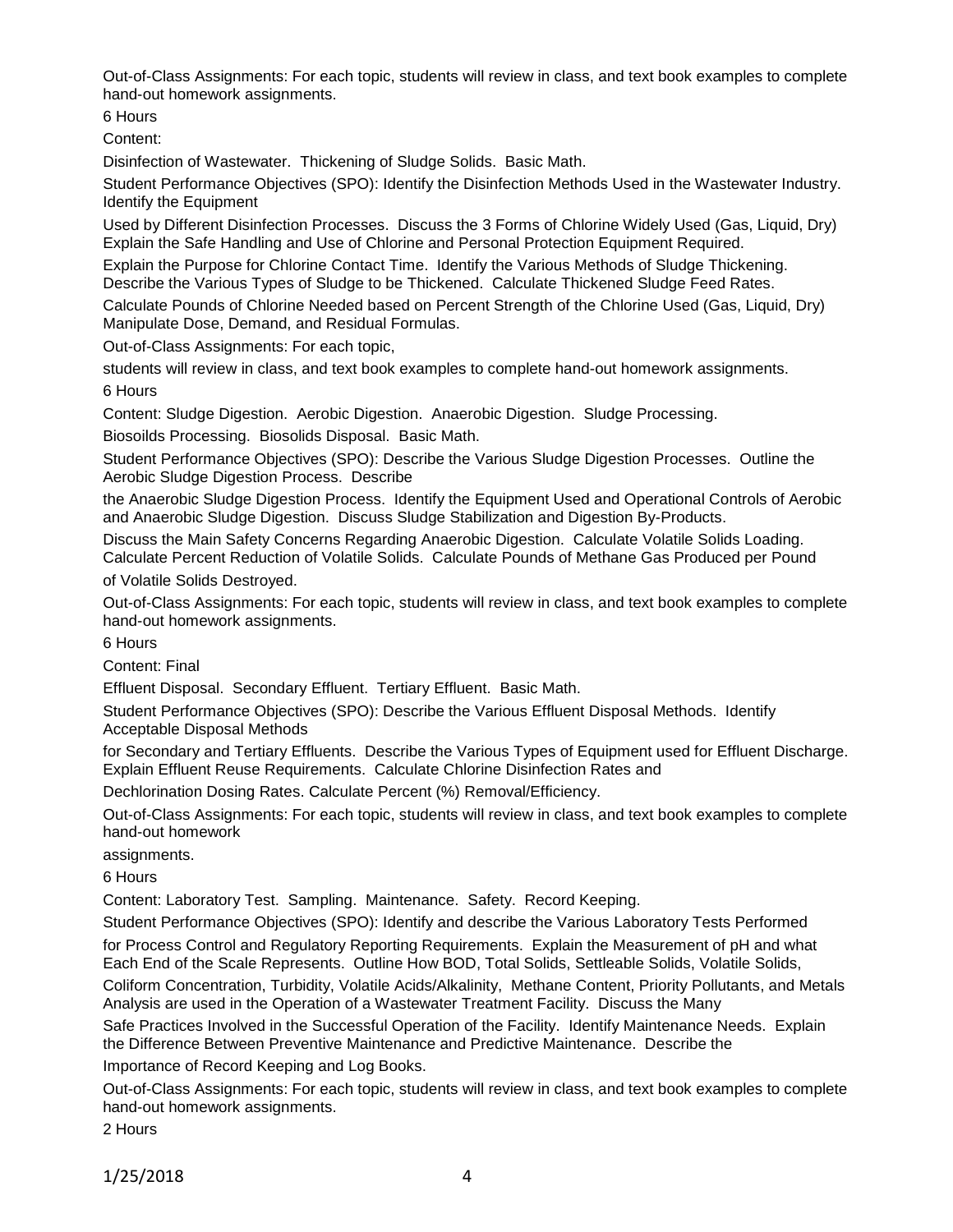Out-of-Class Assignments: For each topic, students will review in class, and text book examples to complete hand-out homework assignments.

6 Hours

Content:

Disinfection of Wastewater. Thickening of Sludge Solids. Basic Math.

Student Performance Objectives (SPO): Identify the Disinfection Methods Used in the Wastewater Industry. Identify the Equipment Used by Different Disinfection Processes. Discuss the 3 Forms of Chlorine Widely Used (Gas, Liquid, Dry) Explain the Safe Handling and Use of Chlorine and Personal Protection Equipment Required. Explain the Purpose for Chlorine Contact Time. Identify the Various Methods of Sludge Thickening. Describe the Various Types of Sludge to be Thickened. Calculate Thickened Sludge Feed Rates. Calculate Pounds of Chlorine Needed based on Percent Strength of the Chlorine Used (Gas, Liquid, Dry) Manipulate Dose, Demand, and Residual Formulas.

Out-of-Class Assignments: For each topic, students will review in class, and text book examples to complete hand-out homework assignments.

6 Hours

Content: Sludge Digestion. Aerobic Digestion. Anaerobic Digestion. Sludge Processing. Biosoilds Processing. Biosolids Disposal. Basic Math.

Student Performance Objectives (SPO): Describe the Various Sludge Digestion Processes. Outline the Aerobic Sludge Digestion Process. Describe the Anaerobic Sludge Digestion Process. Identify the Equipment Used and Operational Controls of Aerobic and Anaerobic Sludge Digestion. Discuss Sludge Stabilization and Digestion By-Products. Discuss the Main Safety Concerns Regarding Anaerobic Digestion. Calculate Volatile Solids Loading. Calculate Percent Reduction of Volatile Solids. Calculate Pounds of Methane Gas Produced per Pound of Volatile Solids Destroyed.

Out-of-Class Assignments: For each topic, students will review in class, and text book examples to complete hand-out homework assignments.

6 Hours

Content: Final Effluent Disposal. Secondary Effluent. Tertiary Effluent. Basic Math.

Student Performance Objectives (SPO): Describe the Various Effluent Disposal Methods. Identify Acceptable Disposal Methods for Secondary and Tertiary Effluents. Describe the Various Types of Equipment used for Effluent Discharge. Explain Effluent Reuse Requirements. Calculate Chlorine Disinfection Rates and Dechlorination Dosing Rates. Calculate Percent (%) Removal/Efficiency.

Out-of-Class Assignments: For each topic, students will review in class, and text book examples to complete hand-out homework assignments.

6 Hours

Content: Laboratory Test. Sampling. Maintenance. Safety. Record Keeping.

Student Performance Objectives (SPO): Identify and describe the Various Laboratory Tests Performed for Process Control and Regulatory Reporting Requirements. Explain the Measurement of pH and what Each End of the Scale Represents. Outline How BOD, Total Solids, Settleable Solids, Volatile Solids, Coliform Concentration, Turbidity, Volatile Acids/Alkalinity, Methane Content, Priority Pollutants, and Metals Analysis are used in the Operation of a Wastewater Treatment Facility. Discuss the Many Safe Practices Involved in the Successful Operation of the Facility. Identify Maintenance Needs. Explain the Difference Between Preventive Maintenance and Predictive Maintenance. Describe the Importance of Record Keeping and Log Books.

Out-of-Class Assignments: For each topic, students will review in class, and text book examples to complete hand-out homework assignments.

2 Hours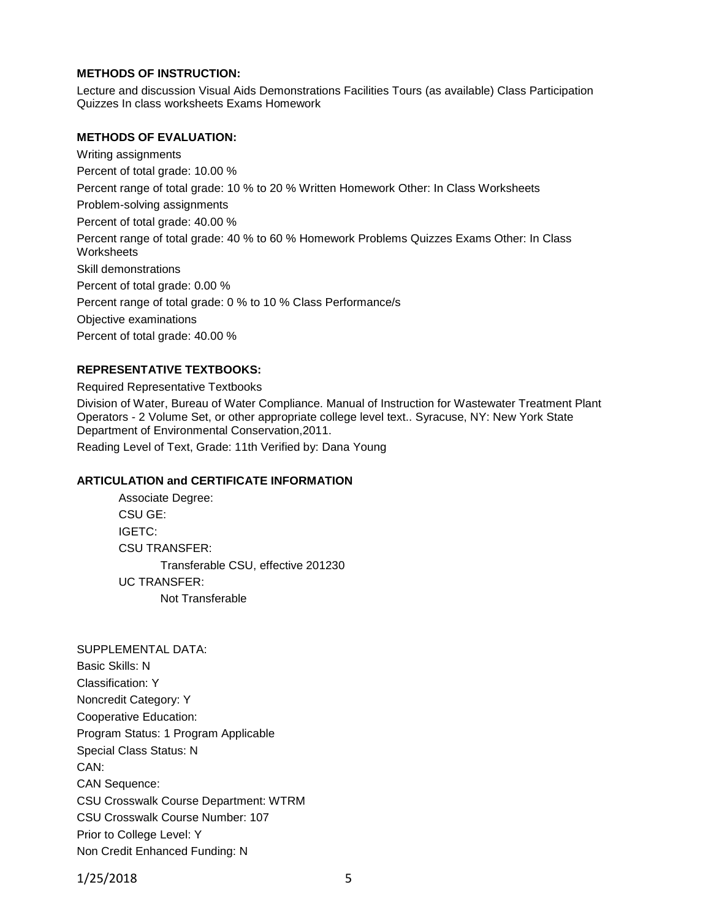**METHODS OF INSTRUCTION:**

Lecture and discussion Visual Aids Demonstrations Facilities Tours (as available) Class Participation Quizzes In class worksheets Exams Homework

**METHODS OF EVALUATION:**

Writing assignments

Percent of total grade: 10.00 %

Percent range of total grade: 10 % to 20 % Written Homework Other: In Class Worksheets

Problem-solving assignments

Percent of total grade: 40.00 %

Percent range of total grade: 40 % to 60 % Homework Problems Quizzes Exams Other: In Class Worksheets

Skill demonstrations

Percent of total grade: 0.00 %

Percent range of total grade: 0 % to 10 % Class Performance/s

Objective examinations

Percent of total grade: 40.00 %

**REPRESENTATIVE TEXTBOOKS:**

Required Representative Textbooks

Division of Water, Bureau of Water Compliance. Manual of Instruction for Wastewater Treatment Plant Operators - 2 Volume Set, or other appropriate college level text.. Syracuse, NY: New York State Department of Environmental Conservation,2011.

Reading Level of Text, Grade: 11th Verified by: Dana Young

**ARTICULATION and CERTIFICATE INFORMATION**

Associate Degree:
CSU GE:
IGETC:
CSU TRANSFER:
Transferable CSU, effective 201230
UC TRANSFER:
Not Transferable

SUPPLEMENTAL DATA:
Basic Skills: N
Classification: Y
Noncredit Category: Y
Cooperative Education:
Program Status: 1 Program Applicable
Special Class Status: N
CAN:
CAN Sequence:
CSU Crosswalk Course Department: WTRM
CSU Crosswalk Course Number: 107
Prior to College Level: Y
Non Credit Enhanced Funding: N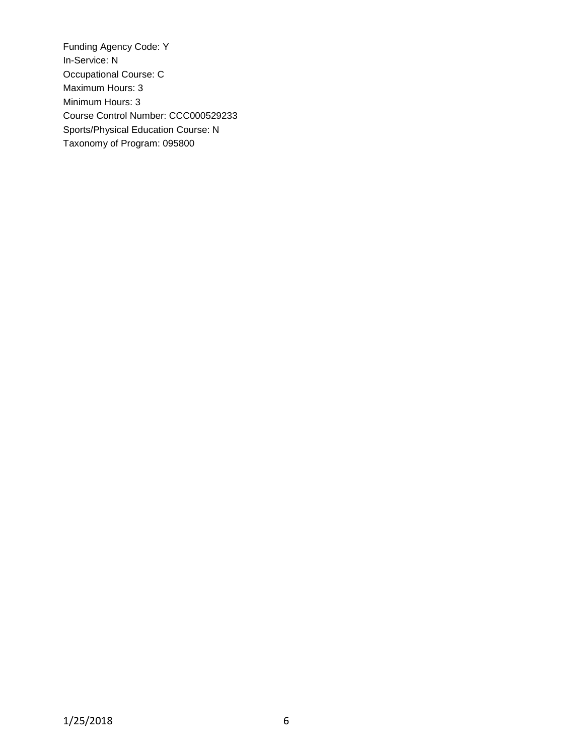Funding Agency Code: Y
In-Service: N
Occupational Course: C
Maximum Hours: 3
Minimum Hours: 3
Course Control Number: CCC000529233
Sports/Physical Education Course: N
Taxonomy of Program: 095800